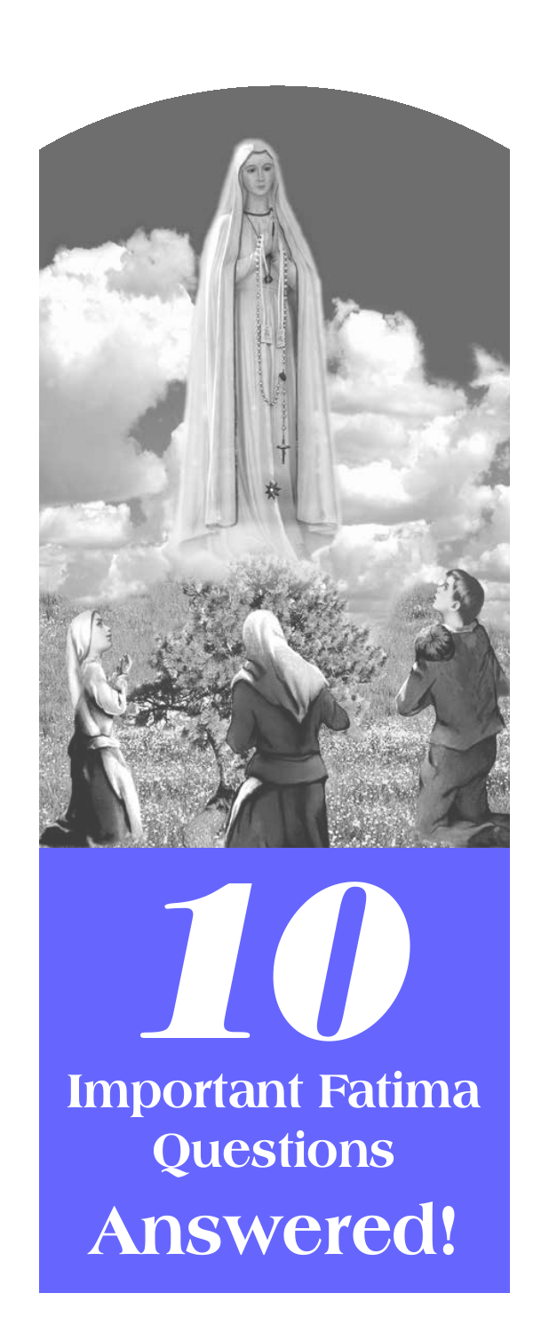# 10 Important Fatima Questions Answered!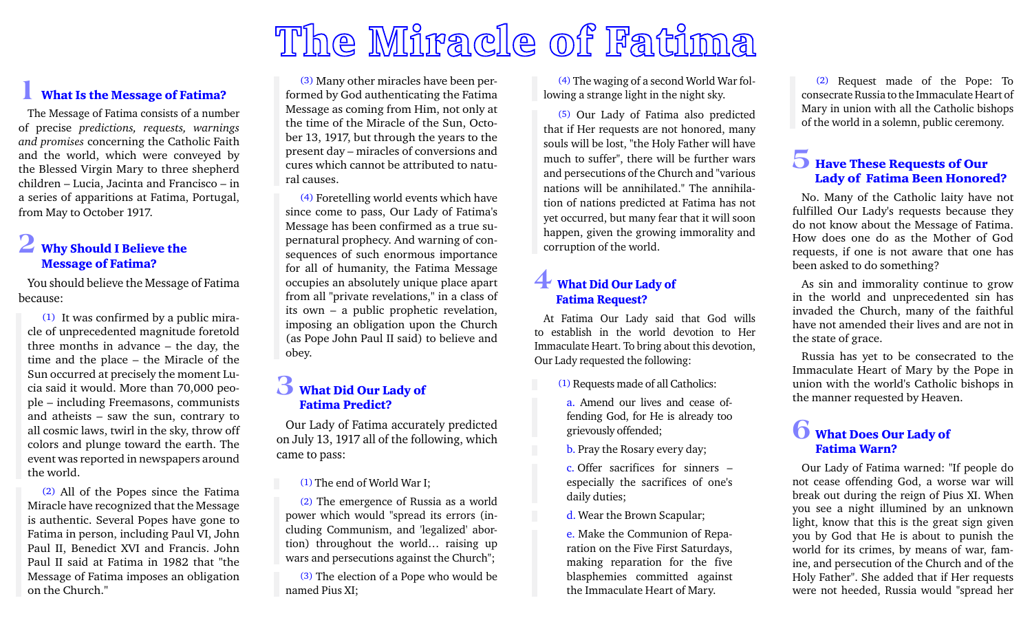# The Miracle of Fatima

## 1 What Is the Message of Fatima?

The Message of Fatima consists of a number of precise *predictions, requests, warnings and promises* concerning the Catholic Faith and the world, which were conveyed by the Blessed Virgin Mary to three shepherd children – Lucia, Jacinta and Francisco – in a series of apparitions at Fatima, Portugal, from May to October 1917.

## 2 Why Should I Believe the Message of Fatima?

You should believe the Message of Fatima because:

(1) It was confirmed by a public miracle of unprecedented magnitude foretold three months in advance – the day, the time and the place – the Miracle of the Sun occurred at precisely the moment Lucia said it would. More than 70,000 people – including Freemasons, communists and atheists – saw the sun, contrary to all cosmic laws, twirl in the sky, throw off colors and plunge toward the earth. The event was reported in newspapers around the world.

(2) All of the Popes since the Fatima Miracle have recognized that the Message is authentic. Several Popes have gone to Fatima in person, including Paul VI, John Paul II, Benedict XVI and Francis. John Paul II said at Fatima in 1982 that "the Message of Fatima imposes an obligation on the Church."

(3) Many other miracles have been performed by God authenticating the Fatima Message as coming from Him, not only at the time of the Miracle of the Sun, October 13, 1917, but through the years to the present day – miracles of conversions and cures which cannot be attributed to natural causes.

(4) Foretelling world events which have since come to pass, Our Lady of Fatima's Message has been confirmed as a true supernatural prophecy. And warning of consequences of such enormous importance for all of humanity, the Fatima Message occupies an absolutely unique place apart from all "private revelations," in a class of its own – a public prophetic revelation, imposing an obligation upon the Church (as Pope John Paul II said) to believe and obey.

## 3 What Did Our Lady of Fatima Predict?

Our Lady of Fatima accurately predicted on July 13, 1917 all of the following, which came to pass:

(1) The end of World War I;

(2) The emergence of Russia as a world power which would "spread its errors (including Communism, and 'legalized' abortion) throughout the world... raising up wars and persecutions against the Church";

(3) The election of a Pope who would be named Pius XI;

(4) The waging of a second World War following a strange light in the night sky.

(5) Our Lady of Fatima also predicted that if Her requests are not honored, many souls will be lost, "the Holy Father will have much to suffer", there will be further wars and persecutions of the Church and "various nations will be annihilated." The annihilation of nations predicted at Fatima has not yet occurred, but many fear that it will soon happen, given the growing immorality and corruption of the world.

## 4 What Did Our Lady of Fatima Request?

At Fatima Our Lady said that God wills to establish in the world devotion to Her Immaculate Heart. To bring about this devotion, Our Lady requested the following:

(1) Requests made of all Catholics:

a. Amend our lives and cease offending God, for He is already too grievously offended;

b. Pray the Rosary every day;

c. Offer sacrifices for sinners – especially the sacrifices of one's daily duties;

d. Wear the Brown Scapular;

e. Make the Communion of Reparation on the Five First Saturdays, making reparation for the five blasphemies committed against the Immaculate Heart of Mary.

(2) Request made of the Pope: To consecrate Russia to the Immaculate Heart of Mary in union with all the Catholic bishops of the world in a solemn, public ceremony.

## 5 Have These Requests of Our Lady of Fatima Been Honored?

No. Many of the Catholic laity have not fulfilled Our Lady's requests because they do not know about the Message of Fatima. How does one do as the Mother of God requests, if one is not aware that one has been asked to do something?

As sin and immorality continue to grow in the world and unprecedented sin has invaded the Church, many of the faithful have not amended their lives and are not in the state of grace.

Russia has yet to be consecrated to the Immaculate Heart of Mary by the Pope in union with the world's Catholic bishops in the manner requested by Heaven.

## 6 What Does Our Lady of Fatima Warn?

Our Lady of Fatima warned: "If people do not cease offending God, a worse war will break out during the reign of Pius XI. When you see a night illumined by an unknown light, know that this is the great sign given you by God that He is about to punish the world for its crimes, by means of war, famine, and persecution of the Church and of the Holy Father". She added that if Her requests were not heeded, Russia would "spread her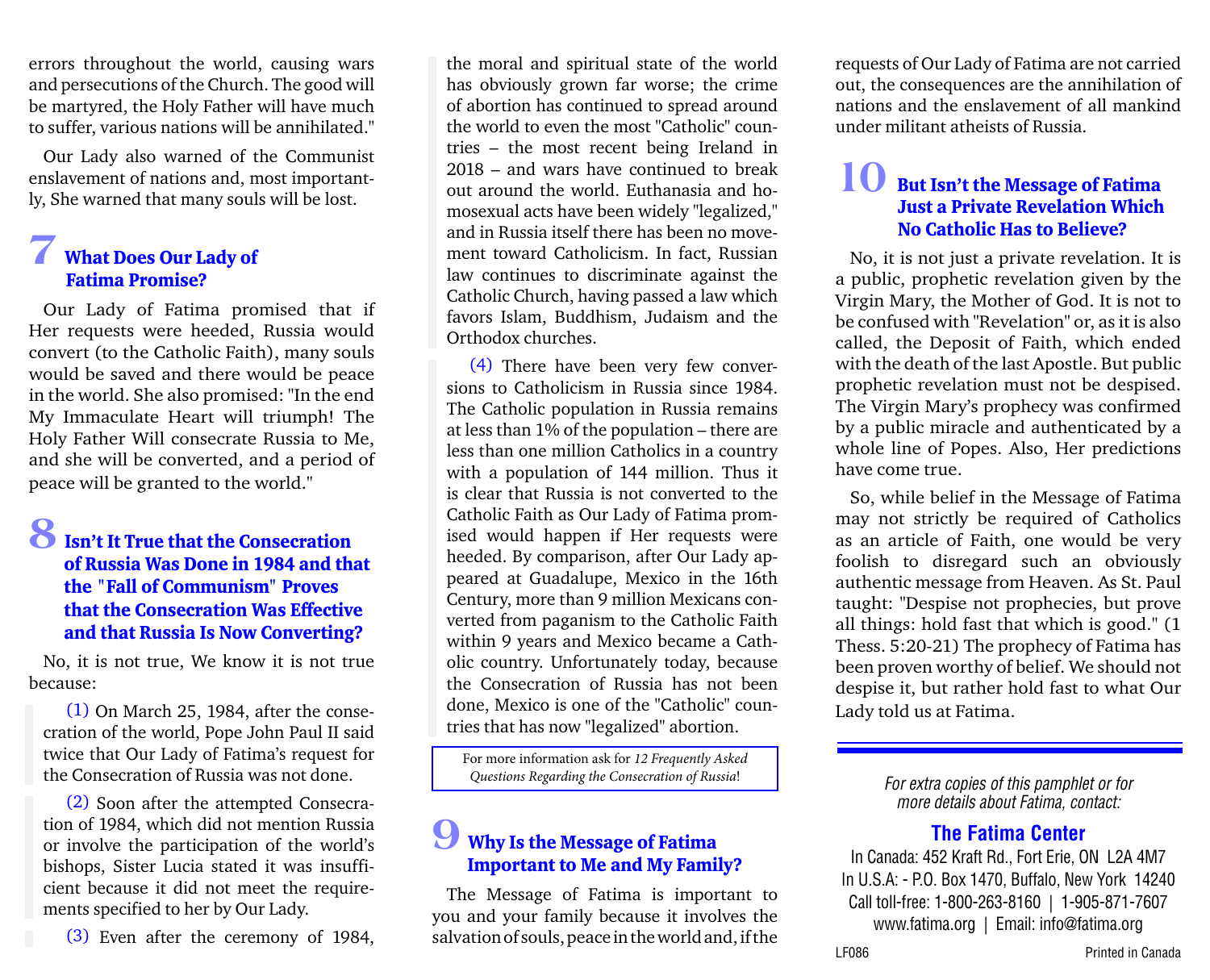errors throughout the world, causing wars and persecutions of the Church. The good will be martyred, the Holy Father will have much to suffer, various nations will be annihilated."

Our Lady also warned of the Communist enslavement of nations and, most importantly, She warned that many souls will be lost.

## 7 What Does Our Lady of Fatima Promise?

Our Lady of Fatima promised that if Her requests were heeded, Russia would convert (to the Catholic Faith), many souls would be saved and there would be peace in the world. She also promised: "In the end My Immaculate Heart will triumph! The Holy Father Will consecrate Russia to Me, and she will be converted, and a period of peace will be granted to the world."

## 8 Isn't It True that the Consecration of Russia Was Done in 1984 and that the "Fall of Communism" Proves that the Consecration Was Effective and that Russia Is Now Converting?

No, it is not true, We know it is not true because:

(1) On March 25, 1984, after the consecration of the world, Pope John Paul II said twice that Our Lady of Fatima's request for the Consecration of Russia was not done.

(2) Soon after the attempted Consecration of 1984, which did not mention Russia or involve the participation of the world's bishops, Sister Lucia stated it was insufficient because it did not meet the requirements specified to her by Our Lady.

(3) Even after the ceremony of 1984, the moral and spiritual state of the world has obviously grown far worse; the crime of abortion has continued to spread around the world to even the most "Catholic" countries – the most recent being Ireland in 2018 – and wars have continued to break out around the world. Euthanasia and homosexual acts have been widely "legalized," and in Russia itself there has been no movement toward Catholicism. In fact, Russian law continues to discriminate against the Catholic Church, having passed a law which favors Islam, Buddhism, Judaism and the Orthodox churches.

(4) There have been very few conversions to Catholicism in Russia since 1984. The Catholic population in Russia remains at less than 1% of the population – there are less than one million Catholics in a country with a population of 144 million. Thus it is clear that Russia is not converted to the Catholic Faith as Our Lady of Fatima promised would happen if Her requests were heeded. By comparison, after Our Lady appeared at Guadalupe, Mexico in the 16th Century, more than 9 million Mexicans converted from paganism to the Catholic Faith within 9 years and Mexico became a Catholic country. Unfortunately today, because the Consecration of Russia has not been done, Mexico is one of the "Catholic" countries that has now "legalized" abortion.

For more information ask for *12 Frequently Asked Questions Regarding the Consecration of Russia*!

## 9 Why Is the Message of Fatima Important to Me and My Family?

The Message of Fatima is important to you and your family because it involves the salvation of souls, peace in the world and, if the requests of Our Lady of Fatima are not carried out, the consequences are the annihilation of nations and the enslavement of all mankind under militant atheists of Russia.

## 10 But Isn't the Message of Fatima Just a Private Revelation Which No Catholic Has to Believe?

No, it is not just a private revelation. It is a public, prophetic revelation given by the Virgin Mary, the Mother of God. It is not to be confused with "Revelation" or, as it is also called, the Deposit of Faith, which ended with the death of the last Apostle. But public prophetic revelation must not be despised. The Virgin Mary's prophecy was confirmed by a public miracle and authenticated by a whole line of Popes. Also, Her predictions have come true.

So, while belief in the Message of Fatima may not strictly be required of Catholics as an article of Faith, one would be very foolish to disregard such an obviously authentic message from Heaven. As St. Paul taught: "Despise not prophecies, but prove all things: hold fast that which is good." (1 Thess. 5:20-21) The prophecy of Fatima has been proven worthy of belief. We should not despise it, but rather hold fast to what Our Lady told us at Fatima.

---

*For extra copies of this pamphlet or for more details about Fatima, contact:*

**The Fatima Center**

In Canada: 452 Kraft Rd., Fort Erie, ON L2A 4M7
In U.S.A: - P.O. Box 1470, Buffalo, New York 14240
Call toll-free: 1-800-263-8160 | 1-905-871-7607
www.fatima.org | Email: info@fatima.org

LF086 Printed in Canada